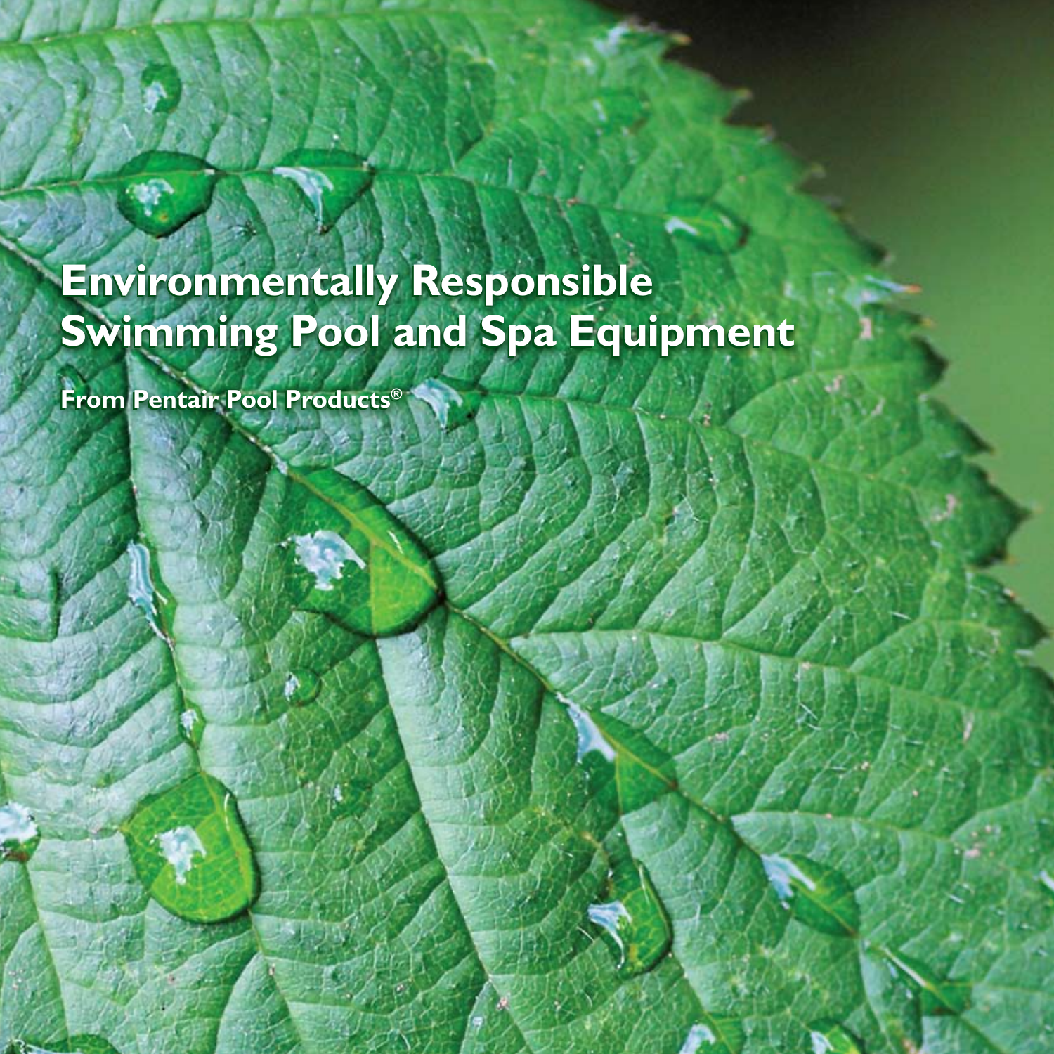# Environmentally Responsible Swimming Pool and Spa Equipment

**From Pentair Pool Products®**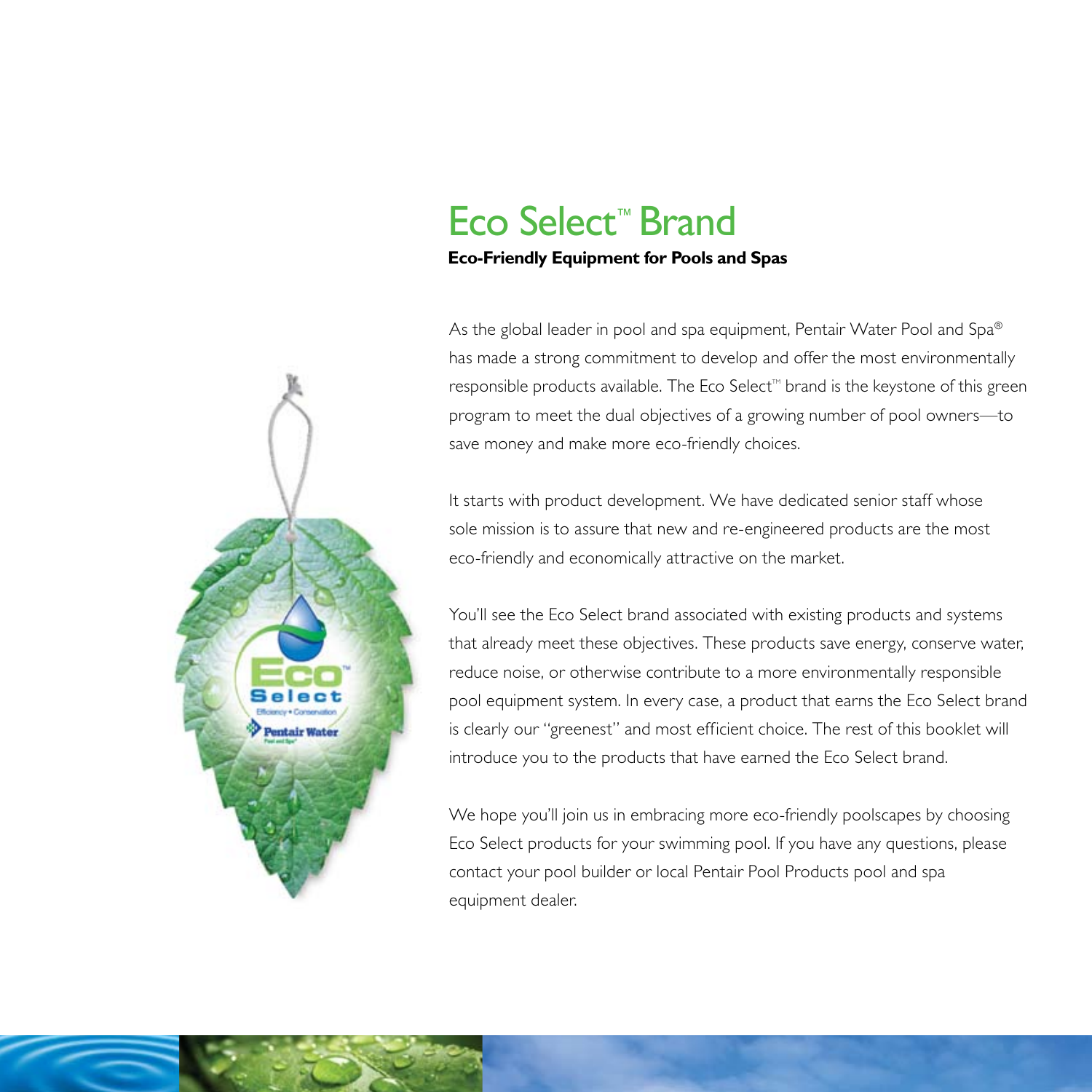# Eco Select™ Brand

**Eco-Friendly Equipment for Pools and Spas**

As the global leader in pool and spa equipment, Pentair Water Pool and Spa® has made a strong commitment to develop and offer the most environmentally responsible products available. The Eco Select™ brand is the keystone of this green program to meet the dual objectives of a growing number of pool owners—to save money and make more eco-friendly choices.

It starts with product development. We have dedicated senior staff whose sole mission is to assure that new and re-engineered products are the most eco-friendly and economically attractive on the market.

You'll see the Eco Select brand associated with existing products and systems that already meet these objectives. These products save energy, conserve water, reduce noise, or otherwise contribute to a more environmentally responsible pool equipment system. In every case, a product that earns the Eco Select brand is clearly our "greenest" and most efficient choice. The rest of this booklet will introduce you to the products that have earned the Eco Select brand.

We hope you'll join us in embracing more eco-friendly poolscapes by choosing Eco Select products for your swimming pool. If you have any questions, please contact your pool builder or local Pentair Pool Products pool and spa equipment dealer.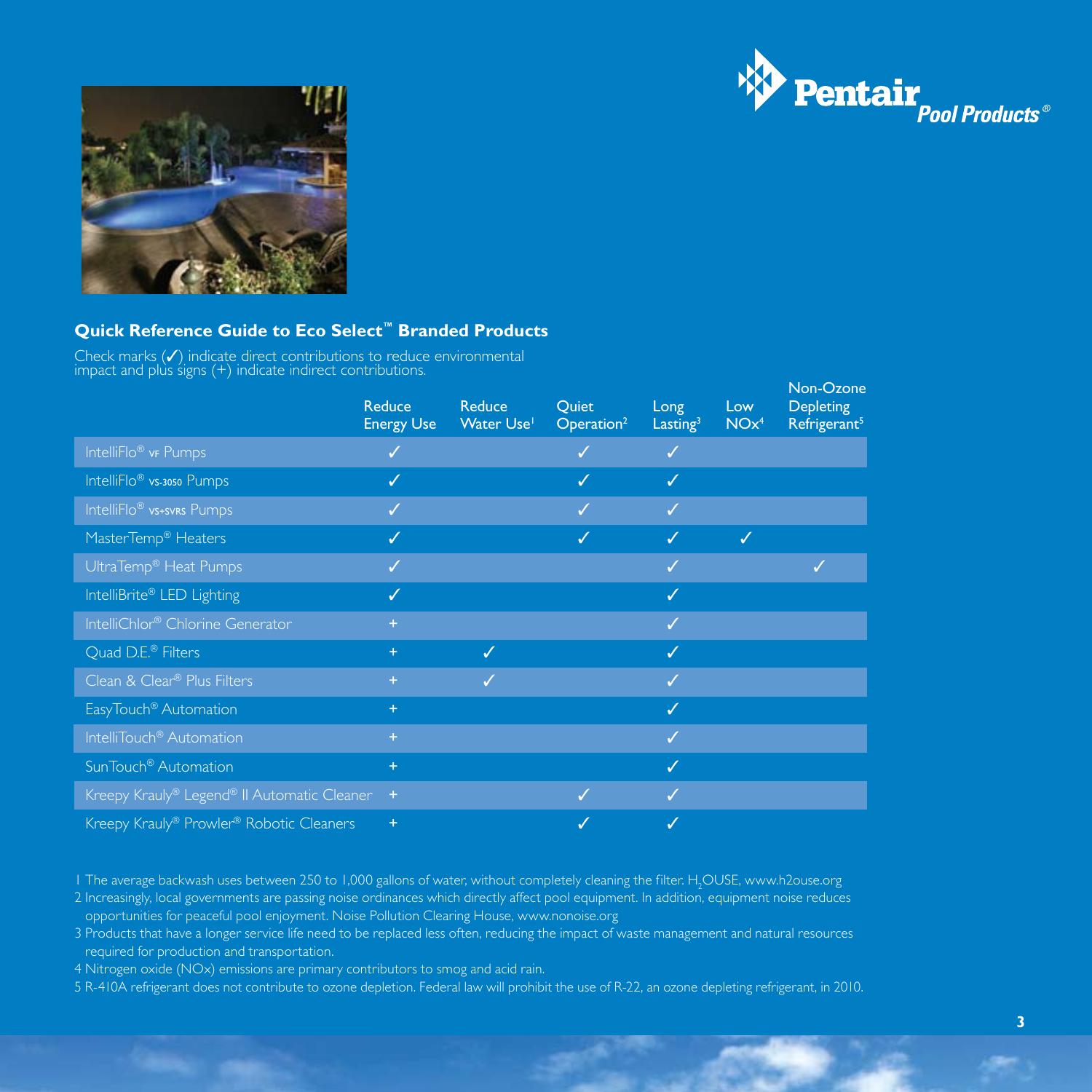Pentair Pool Products®

## Quick Reference Guide to Eco Select™ Branded Products

Check marks (✓) indicate direct contributions to reduce environmental impact and plus signs (+) indicate indirect contributions.

| | Reduce Energy Use | Reduce Water Use[1] | Quiet Operation[2] | Long Lasting[3] | Low NOx[4] | Non-Ozone Depleting Refrigerant[5] |
|---|---|---|---|---|---|---|
| IntelliFlo® VF Pumps | ✓ | | ✓ | ✓ | | |
| IntelliFlo® VS-3050 Pumps | ✓ | | ✓ | ✓ | | |
| IntelliFlo® VS+SVRS Pumps | ✓ | | ✓ | ✓ | | |
| MasterTemp® Heaters | ✓ | | ✓ | ✓ | ✓ | |
| UltraTemp® Heat Pumps | ✓ | | | ✓ | | ✓ |
| IntelliBrite® LED Lighting | ✓ | | | ✓ | | |
| IntelliChlor® Chlorine Generator | + | | | ✓ | | |
| Quad D.E.® Filters | + | ✓ | | ✓ | | |
| Clean & Clear® Plus Filters | + | ✓ | | ✓ | | |
| EasyTouch® Automation | + | | | ✓ | | |
| IntelliTouch® Automation | + | | | ✓ | | |
| SunTouch® Automation | + | | | ✓ | | |
| Kreepy Krauly® Legend® II Automatic Cleaner | + | | ✓ | ✓ | | |
| Kreepy Krauly® Prowler® Robotic Cleaners | + | | ✓ | ✓ | | |

1 The average backwash uses between 250 to 1,000 gallons of water, without completely cleaning the filter. $H_2$OUSE, www.h2ouse.org

2 Increasingly, local governments are passing noise ordinances which directly affect pool equipment. In addition, equipment noise reduces opportunities for peaceful pool enjoyment. Noise Pollution Clearing House, www.nonoise.org

3 Products that have a longer service life need to be replaced less often, reducing the impact of waste management and natural resources required for production and transportation.

4 Nitrogen oxide (NOx) emissions are primary contributors to smog and acid rain.

5 R-410A refrigerant does not contribute to ozone depletion. Federal law will prohibit the use of R-22, an ozone depleting refrigerant, in 2010.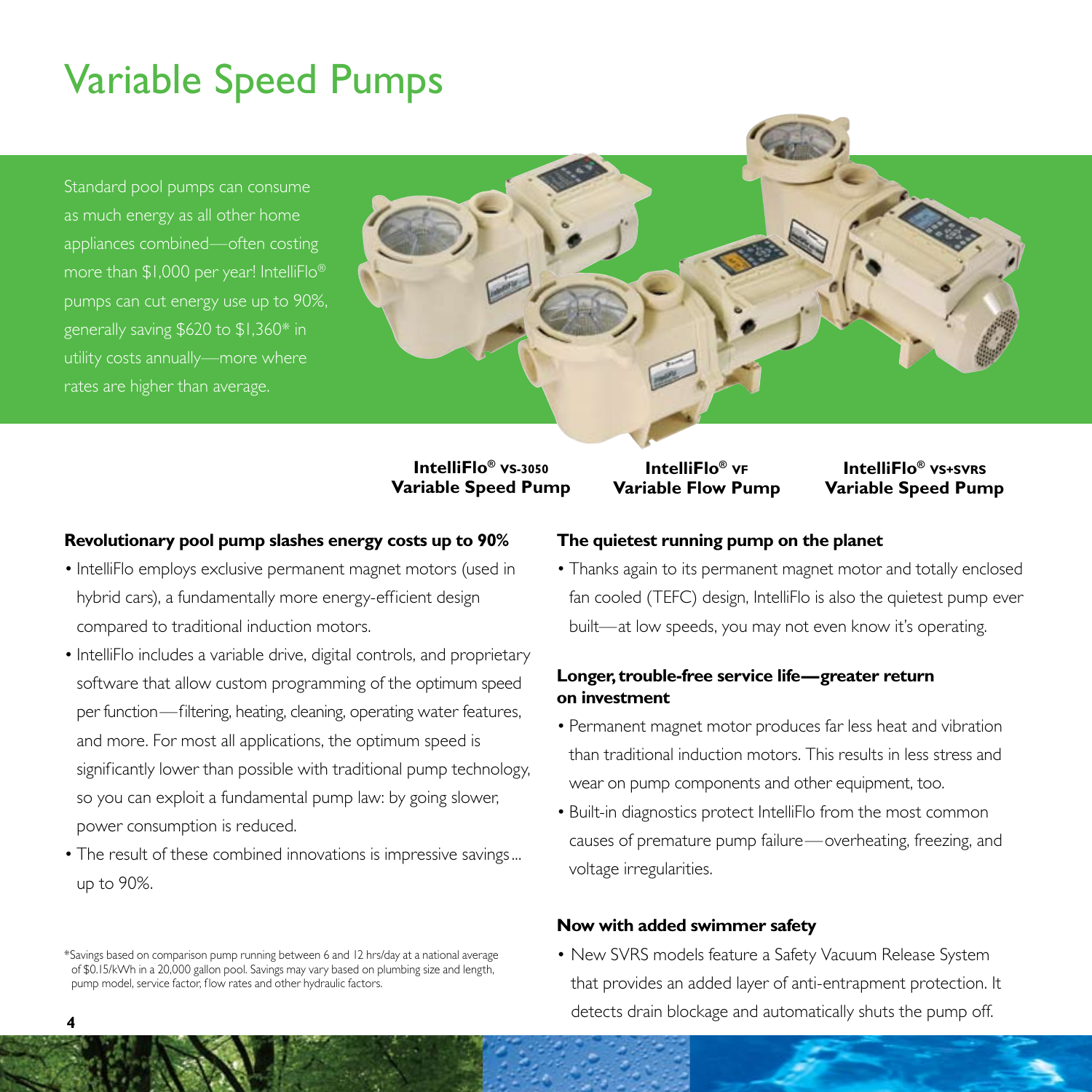# Variable Speed Pumps

Standard pool pumps can consume as much energy as all other home appliances combined—often costing more than $1,000 per year! IntelliFlo® pumps can cut energy use up to 90%, generally saving $620 to $1,360* in utility costs annually—more where rates are higher than average.

**IntelliFlo® VS-3050 Variable Speed Pump**

**IntelliFlo® VF Variable Flow Pump**

**IntelliFlo® VS+SVRS Variable Speed Pump**

### Revolutionary pool pump slashes energy costs up to 90%

- IntelliFlo employs exclusive permanent magnet motors (used in hybrid cars), a fundamentally more energy-efficient design compared to traditional induction motors.
- IntelliFlo includes a variable drive, digital controls, and proprietary software that allow custom programming of the optimum speed per function—filtering, heating, cleaning, operating water features, and more. For most all applications, the optimum speed is significantly lower than possible with traditional pump technology, so you can exploit a fundamental pump law: by going slower, power consumption is reduced.
- The result of these combined innovations is impressive savings... up to 90%.

*Savings based on comparison pump running between 6 and 12 hrs/day at a national average of $0.15/kWh in a 20,000 gallon pool. Savings may vary based on plumbing size and length, pump model, service factor, flow rates and other hydraulic factors.

### The quietest running pump on the planet

- Thanks again to its permanent magnet motor and totally enclosed fan cooled (TEFC) design, IntelliFlo is also the quietest pump ever built—at low speeds, you may not even know it's operating.

### Longer, trouble-free service life—greater return on investment

- Permanent magnet motor produces far less heat and vibration than traditional induction motors. This results in less stress and wear on pump components and other equipment, too.
- Built-in diagnostics protect IntelliFlo from the most common causes of premature pump failure—overheating, freezing, and voltage irregularities.

### Now with added swimmer safety

- New SVRS models feature a Safety Vacuum Release System that provides an added layer of anti-entrapment protection. It detects drain blockage and automatically shuts the pump off.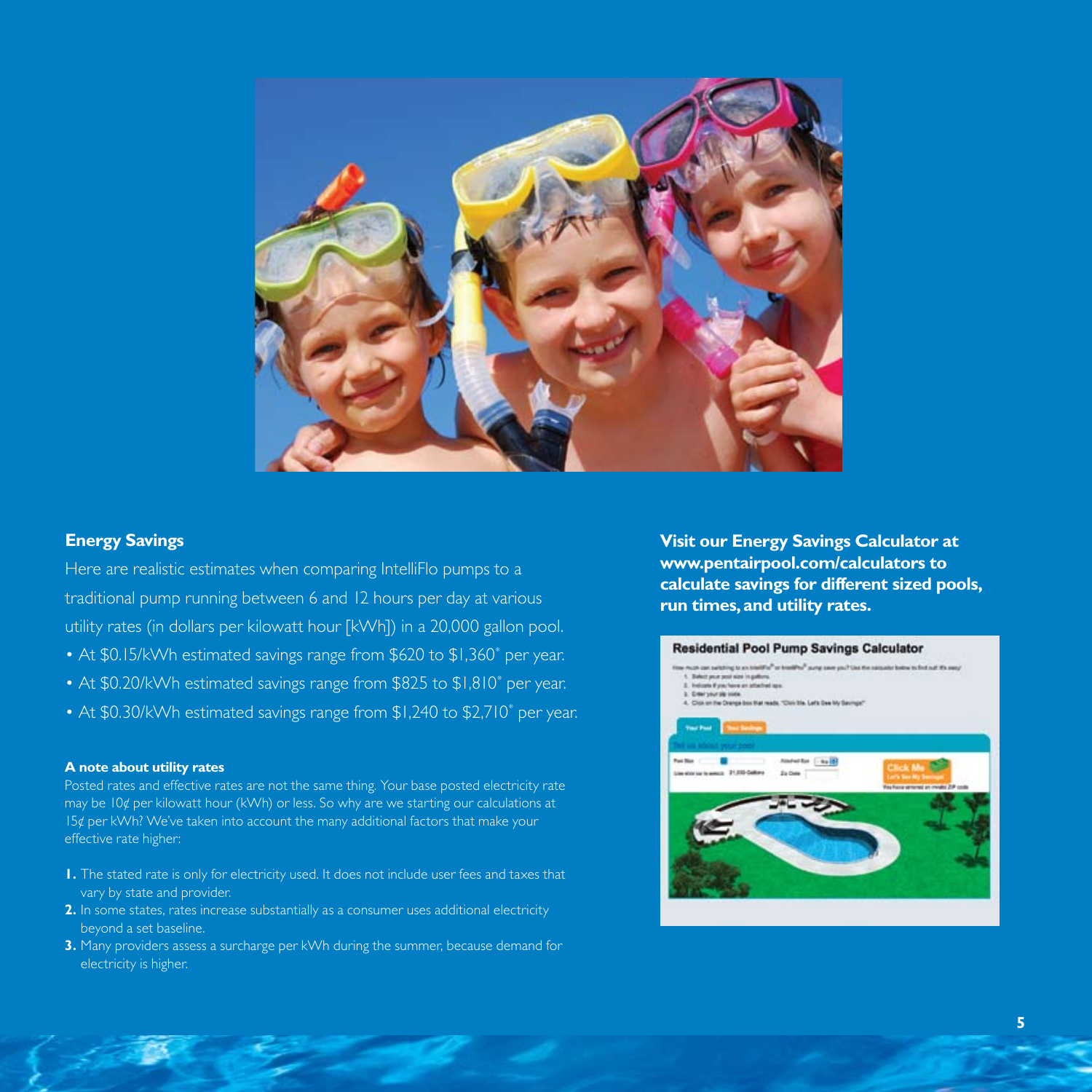## Energy Savings

Here are realistic estimates when comparing IntelliFlo pumps to a traditional pump running between 6 and 12 hours per day at various utility rates (in dollars per kilowatt hour [kWh]) in a 20,000 gallon pool.

- At $0.15/kWh estimated savings range from $620 to $1,360* per year.
- At $0.20/kWh estimated savings range from $825 to $1,810* per year.
- At $0.30/kWh estimated savings range from $1,240 to $2,710* per year.

### A note about utility rates

Posted rates and effective rates are not the same thing. Your base posted electricity rate may be 10¢ per kilowatt hour (kWh) or less. So why are we starting our calculations at 15¢ per kWh? We've taken into account the many additional factors that make your effective rate higher:

1. The stated rate is only for electricity used. It does not include user fees and taxes that vary by state and provider.
2. In some states, rates increase substantially as a consumer uses additional electricity beyond a set baseline.
3. Many providers assess a surcharge per kWh during the summer, because demand for electricity is higher.

**Visit our Energy Savings Calculator at www.pentairpool.com/calculators to calculate savings for different sized pools, run times, and utility rates.**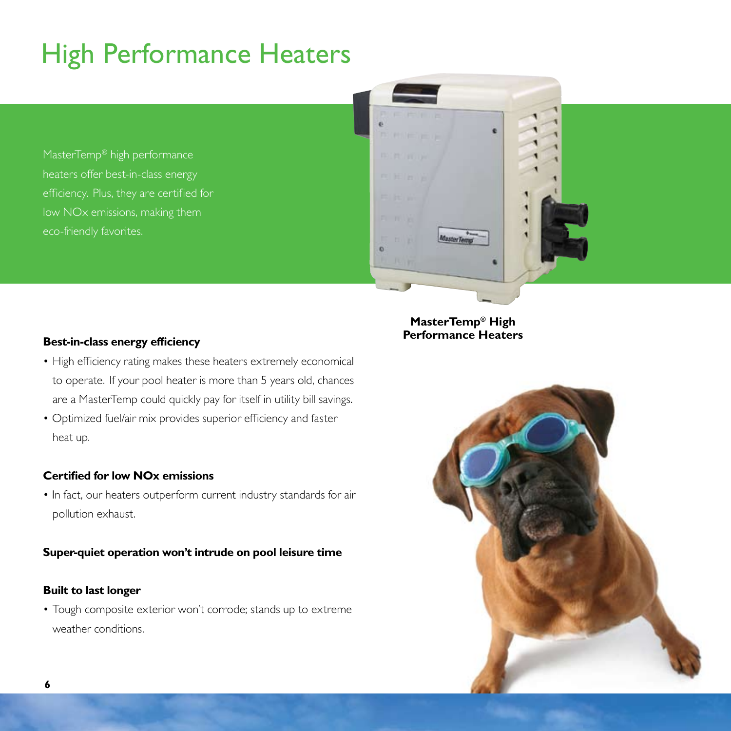# High Performance Heaters

MasterTemp® high performance heaters offer best-in-class energy efficiency. Plus, they are certified for low NOx emissions, making them eco-friendly favorites.

**MasterTemp® High Performance Heaters**

**Best-in-class energy efficiency**

- High efficiency rating makes these heaters extremely economical to operate. If your pool heater is more than 5 years old, chances are a MasterTemp could quickly pay for itself in utility bill savings.
- Optimized fuel/air mix provides superior efficiency and faster heat up.

**Certified for low NOx emissions**

- In fact, our heaters outperform current industry standards for air pollution exhaust.

**Super-quiet operation won't intrude on pool leisure time**

**Built to last longer**

- Tough composite exterior won't corrode; stands up to extreme weather conditions.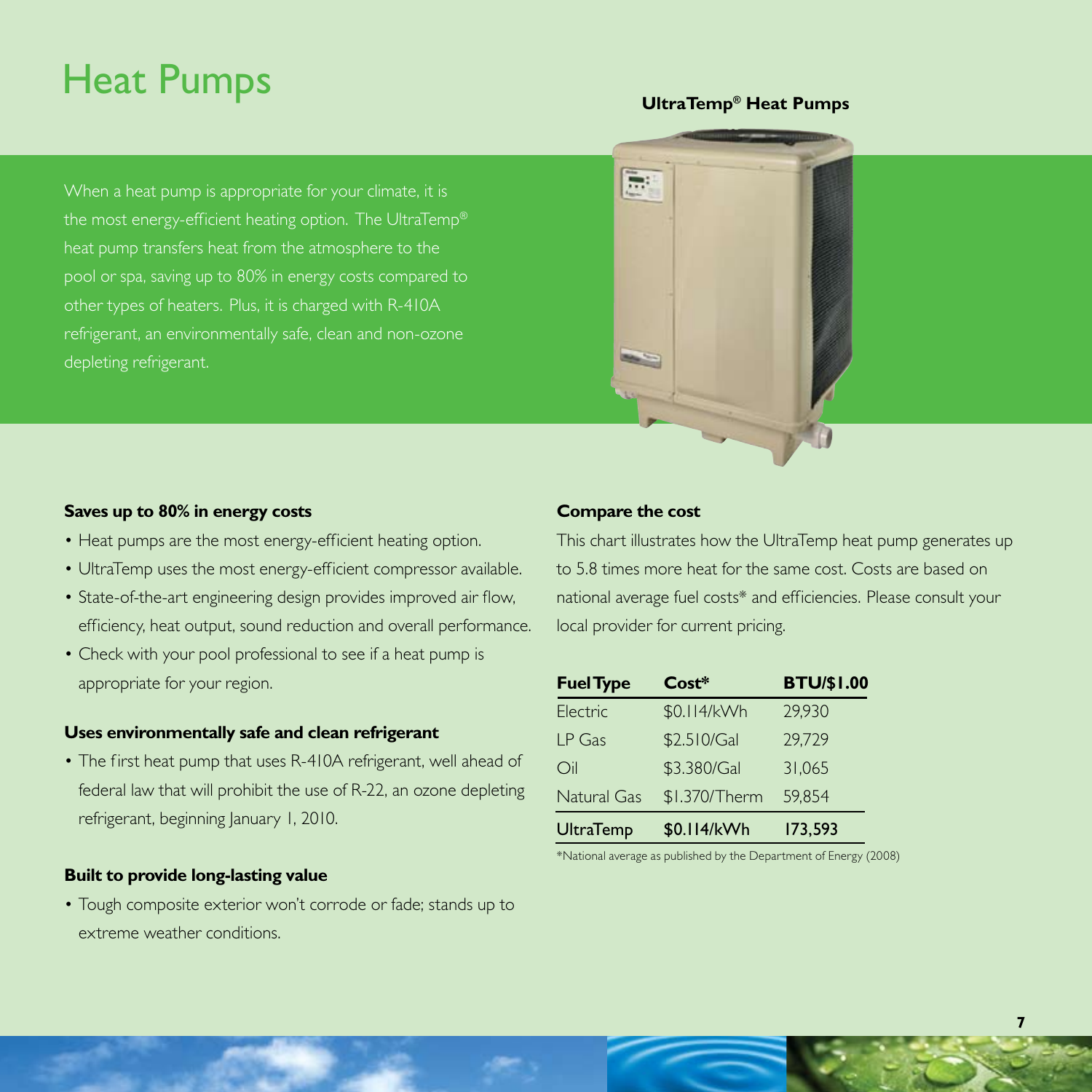# Heat Pumps

When a heat pump is appropriate for your climate, it is the most energy-efficient heating option. The UltraTemp® heat pump transfers heat from the atmosphere to the pool or spa, saving up to 80% in energy costs compared to other types of heaters. Plus, it is charged with R-410A refrigerant, an environmentally safe, clean and non-ozone depleting refrigerant.

**UltraTemp® Heat Pumps**

### Saves up to 80% in energy costs

- Heat pumps are the most energy-efficient heating option.
- UltraTemp uses the most energy-efficient compressor available.
- State-of-the-art engineering design provides improved air flow, efficiency, heat output, sound reduction and overall performance.
- Check with your pool professional to see if a heat pump is appropriate for your region.

### Uses environmentally safe and clean refrigerant

- The first heat pump that uses R-410A refrigerant, well ahead of federal law that will prohibit the use of R-22, an ozone depleting refrigerant, beginning January 1, 2010.

### Built to provide long-lasting value

- Tough composite exterior won't corrode or fade; stands up to extreme weather conditions.

### Compare the cost

This chart illustrates how the UltraTemp heat pump generates up to 5.8 times more heat for the same cost. Costs are based on national average fuel costs* and efficiencies. Please consult your local provider for current pricing.

| Fuel Type | Cost* | BTU/$1.00 |
|---|---|---|
| Electric | $0.114/kWh | 29,930 |
| LP Gas | $2.510/Gal | 29,729 |
| Oil | $3.380/Gal | 31,065 |
| Natural Gas | $1.370/Therm | 59,854 |
| **UltraTemp** | **$0.114/kWh** | **173,593** |

*National average as published by the Department of Energy (2008)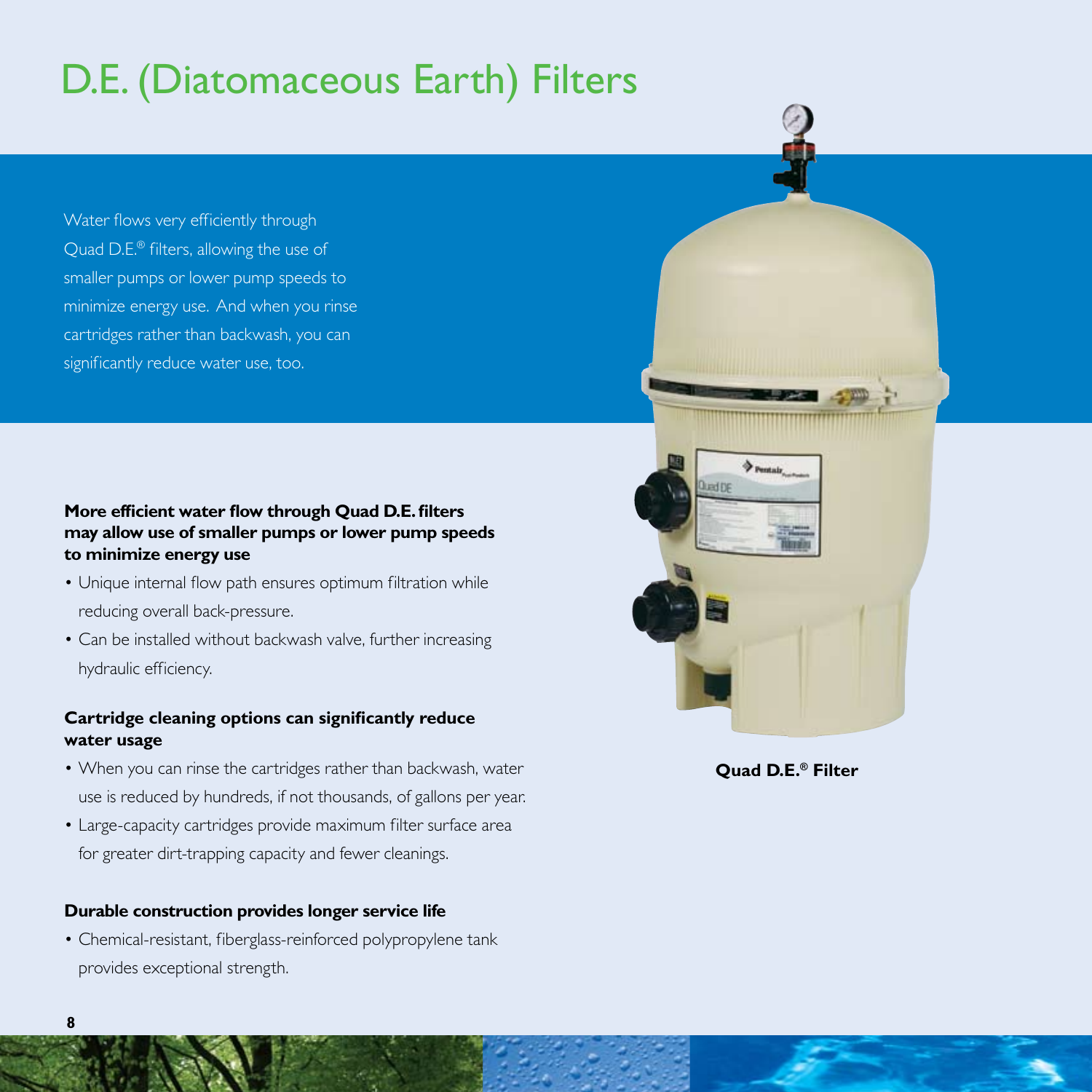# D.E. (Diatomaceous Earth) Filters

Water flows very efficiently through Quad D.E.® filters, allowing the use of smaller pumps or lower pump speeds to minimize energy use. And when you rinse cartridges rather than backwash, you can significantly reduce water use, too.

**More efficient water flow through Quad D.E. filters may allow use of smaller pumps or lower pump speeds to minimize energy use**

- Unique internal flow path ensures optimum filtration while reducing overall back-pressure.
- Can be installed without backwash valve, further increasing hydraulic efficiency.

**Cartridge cleaning options can significantly reduce water usage**

- When you can rinse the cartridges rather than backwash, water use is reduced by hundreds, if not thousands, of gallons per year.
- Large-capacity cartridges provide maximum filter surface area for greater dirt-trapping capacity and fewer cleanings.

**Durable construction provides longer service life**

- Chemical-resistant, fiberglass-reinforced polypropylene tank provides exceptional strength.

**Quad D.E.® Filter**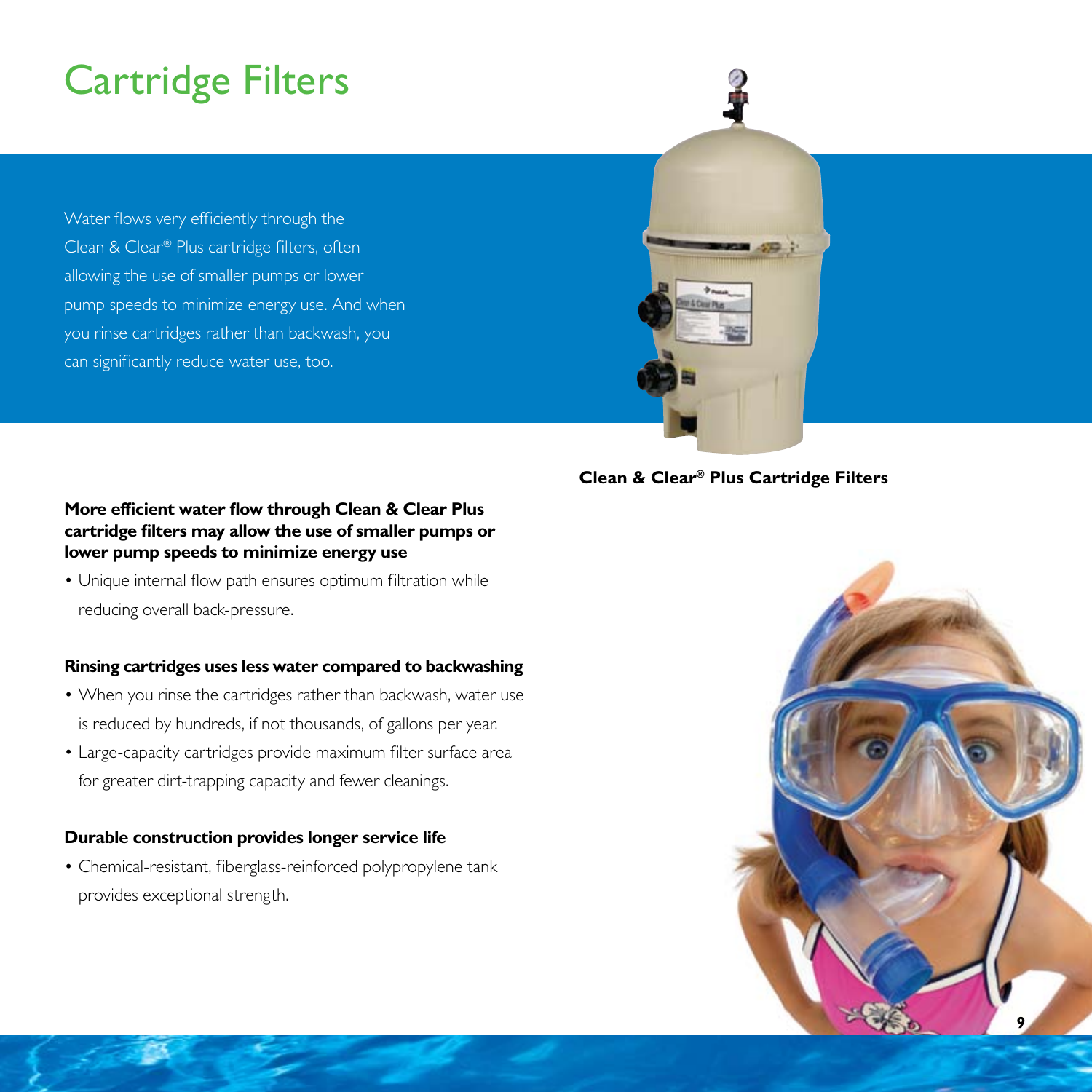# Cartridge Filters

Water flows very efficiently through the Clean & Clear® Plus cartridge filters, often allowing the use of smaller pumps or lower pump speeds to minimize energy use. And when you rinse cartridges rather than backwash, you can significantly reduce water use, too.

**Clean & Clear® Plus Cartridge Filters**

**More efficient water flow through Clean & Clear Plus cartridge filters may allow the use of smaller pumps or lower pump speeds to minimize energy use**

- Unique internal flow path ensures optimum filtration while reducing overall back-pressure.

**Rinsing cartridges uses less water compared to backwashing**

- When you rinse the cartridges rather than backwash, water use is reduced by hundreds, if not thousands, of gallons per year.
- Large-capacity cartridges provide maximum filter surface area for greater dirt-trapping capacity and fewer cleanings.

**Durable construction provides longer service life**

- Chemical-resistant, fiberglass-reinforced polypropylene tank provides exceptional strength.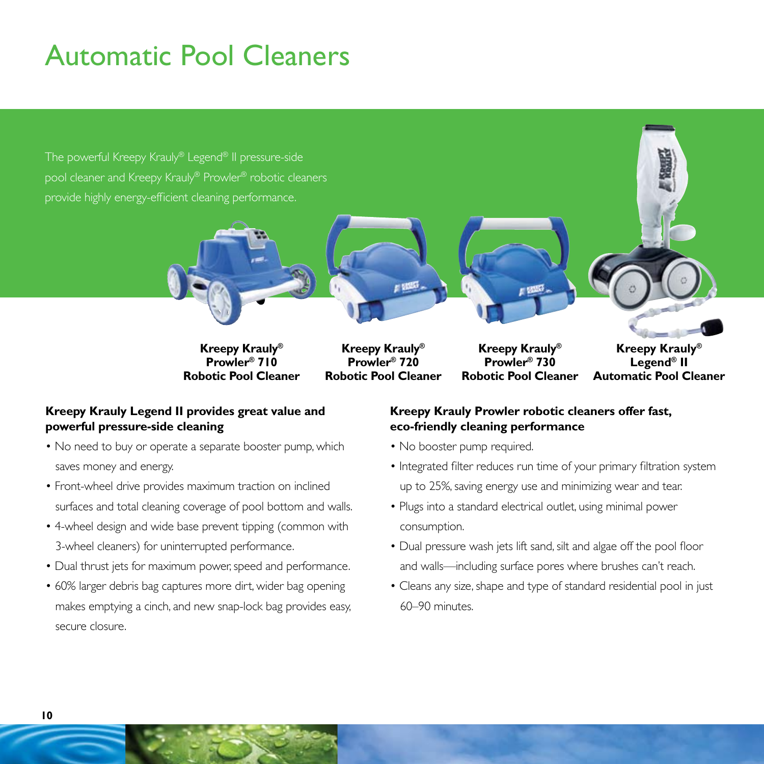# Automatic Pool Cleaners

The powerful Kreepy Krauly® Legend® II pressure-side pool cleaner and Kreepy Krauly® Prowler® robotic cleaners provide highly energy-efficient cleaning performance.

**Kreepy Krauly® Prowler® 710 Robotic Pool Cleaner**

**Kreepy Krauly® Prowler® 720 Robotic Pool Cleaner**

**Kreepy Krauly® Prowler® 730 Robotic Pool Cleaner**

**Kreepy Krauly® Legend® II Automatic Pool Cleaner**

### Kreepy Krauly Legend II provides great value and powerful pressure-side cleaning

- No need to buy or operate a separate booster pump, which saves money and energy.
- Front-wheel drive provides maximum traction on inclined surfaces and total cleaning coverage of pool bottom and walls.
- 4-wheel design and wide base prevent tipping (common with 3-wheel cleaners) for uninterrupted performance.
- Dual thrust jets for maximum power, speed and performance.
- 60% larger debris bag captures more dirt, wider bag opening makes emptying a cinch, and new snap-lock bag provides easy, secure closure.

### Kreepy Krauly Prowler robotic cleaners offer fast, eco-friendly cleaning performance

- No booster pump required.
- Integrated filter reduces run time of your primary filtration system up to 25%, saving energy use and minimizing wear and tear.
- Plugs into a standard electrical outlet, using minimal power consumption.
- Dual pressure wash jets lift sand, silt and algae off the pool floor and walls—including surface pores where brushes can't reach.
- Cleans any size, shape and type of standard residential pool in just 60–90 minutes.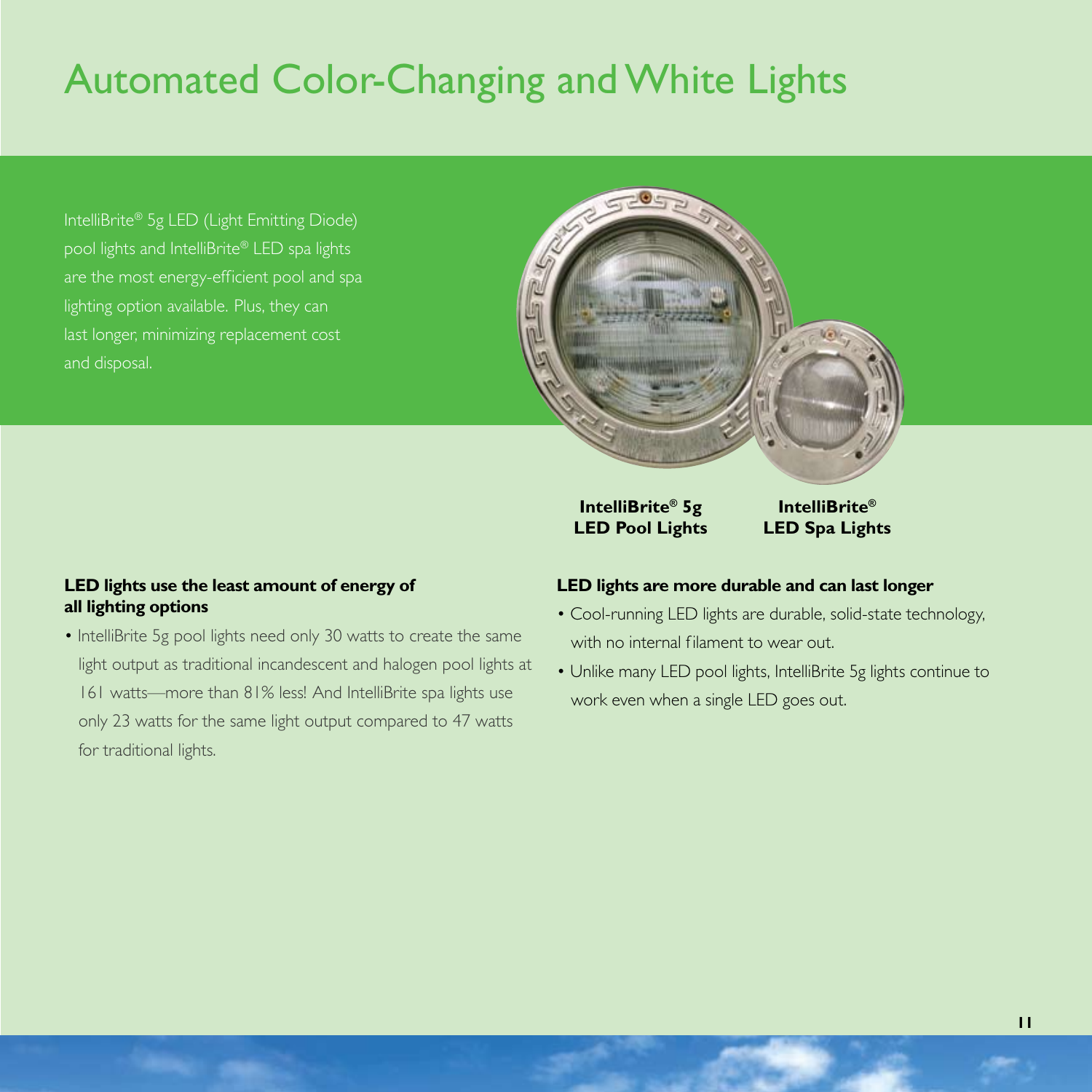# Automated Color-Changing and White Lights

IntelliBrite® 5g LED (Light Emitting Diode) pool lights and IntelliBrite® LED spa lights are the most energy-efficient pool and spa lighting option available. Plus, they can last longer, minimizing replacement cost and disposal.

**IntelliBrite® 5g LED Pool Lights**

**IntelliBrite® LED Spa Lights**

**LED lights use the least amount of energy of all lighting options**

- IntelliBrite 5g pool lights need only 30 watts to create the same light output as traditional incandescent and halogen pool lights at 161 watts—more than 81% less! And IntelliBrite spa lights use only 23 watts for the same light output compared to 47 watts for traditional lights.

**LED lights are more durable and can last longer**

- Cool-running LED lights are durable, solid-state technology, with no internal filament to wear out.
- Unlike many LED pool lights, IntelliBrite 5g lights continue to work even when a single LED goes out.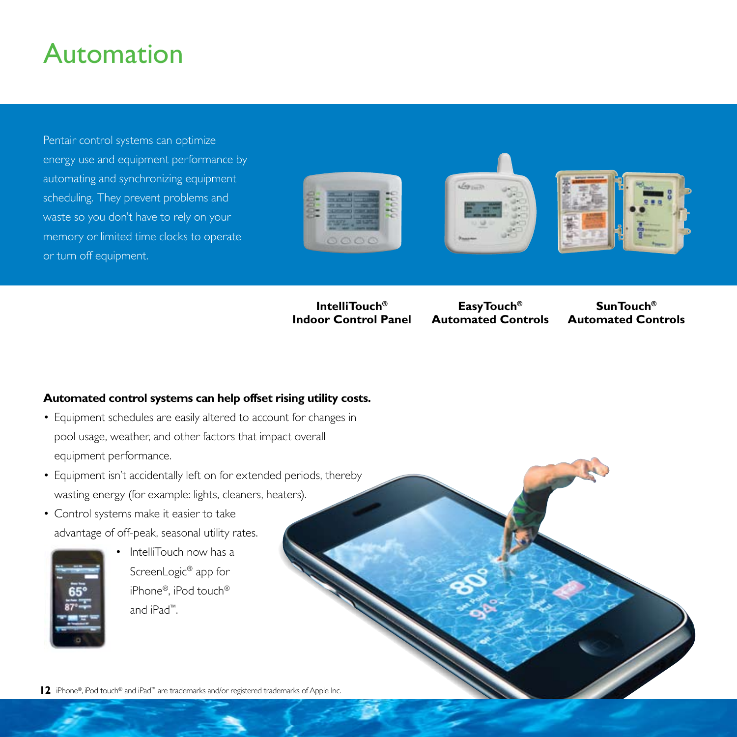# Automation

Pentair control systems can optimize energy use and equipment performance by automating and synchronizing equipment scheduling. They prevent problems and waste so you don't have to rely on your memory or limited time clocks to operate or turn off equipment.

**IntelliTouch® Indoor Control Panel**

**EasyTouch® Automated Controls**

**SunTouch® Automated Controls**

**Automated control systems can help offset rising utility costs.**

- Equipment schedules are easily altered to account for changes in pool usage, weather, and other factors that impact overall equipment performance.
- Equipment isn't accidentally left on for extended periods, thereby wasting energy (for example: lights, cleaners, heaters).
- Control systems make it easier to take advantage of off-peak, seasonal utility rates.
- IntelliTouch now has a ScreenLogic® app for iPhone®, iPod touch® and iPad™.

iPhone®, iPod touch® and iPad™ are trademarks and/or registered trademarks of Apple Inc.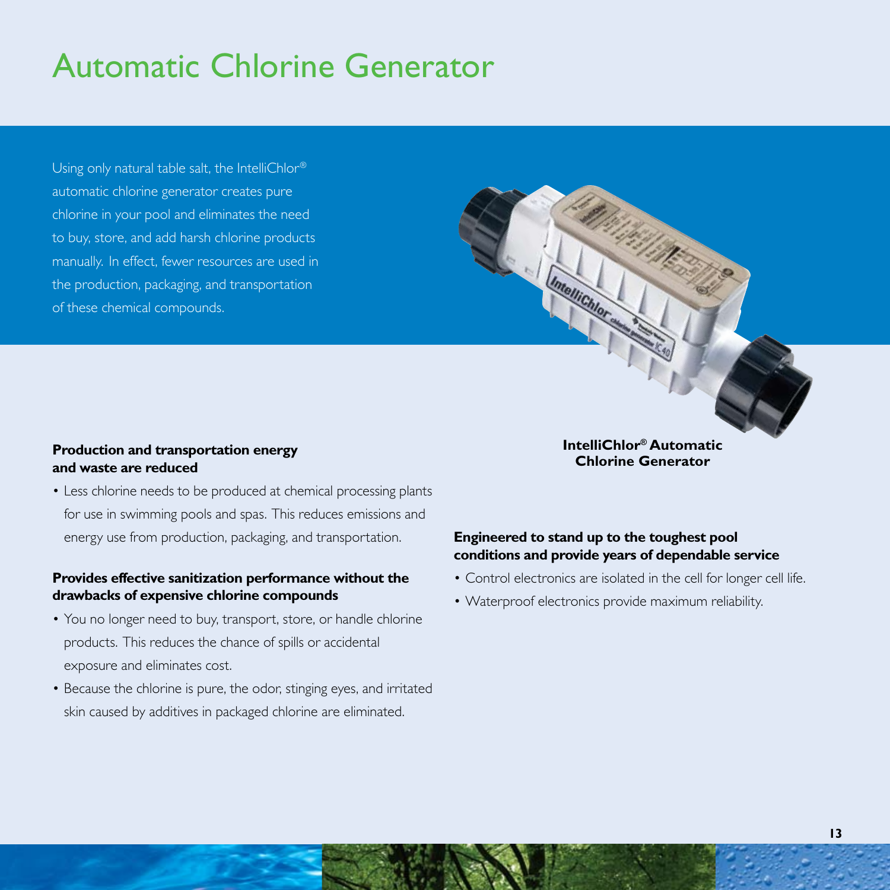# Automatic Chlorine Generator

Using only natural table salt, the IntelliChlor® automatic chlorine generator creates pure chlorine in your pool and eliminates the need to buy, store, and add harsh chlorine products manually. In effect, fewer resources are used in the production, packaging, and transportation of these chemical compounds.

**IntelliChlor® Automatic Chlorine Generator**

**Production and transportation energy and waste are reduced**

- Less chlorine needs to be produced at chemical processing plants for use in swimming pools and spas. This reduces emissions and energy use from production, packaging, and transportation.

**Provides effective sanitization performance without the drawbacks of expensive chlorine compounds**

- You no longer need to buy, transport, store, or handle chlorine products. This reduces the chance of spills or accidental exposure and eliminates cost.
- Because the chlorine is pure, the odor, stinging eyes, and irritated skin caused by additives in packaged chlorine are eliminated.

**Engineered to stand up to the toughest pool conditions and provide years of dependable service**

- Control electronics are isolated in the cell for longer cell life.
- Waterproof electronics provide maximum reliability.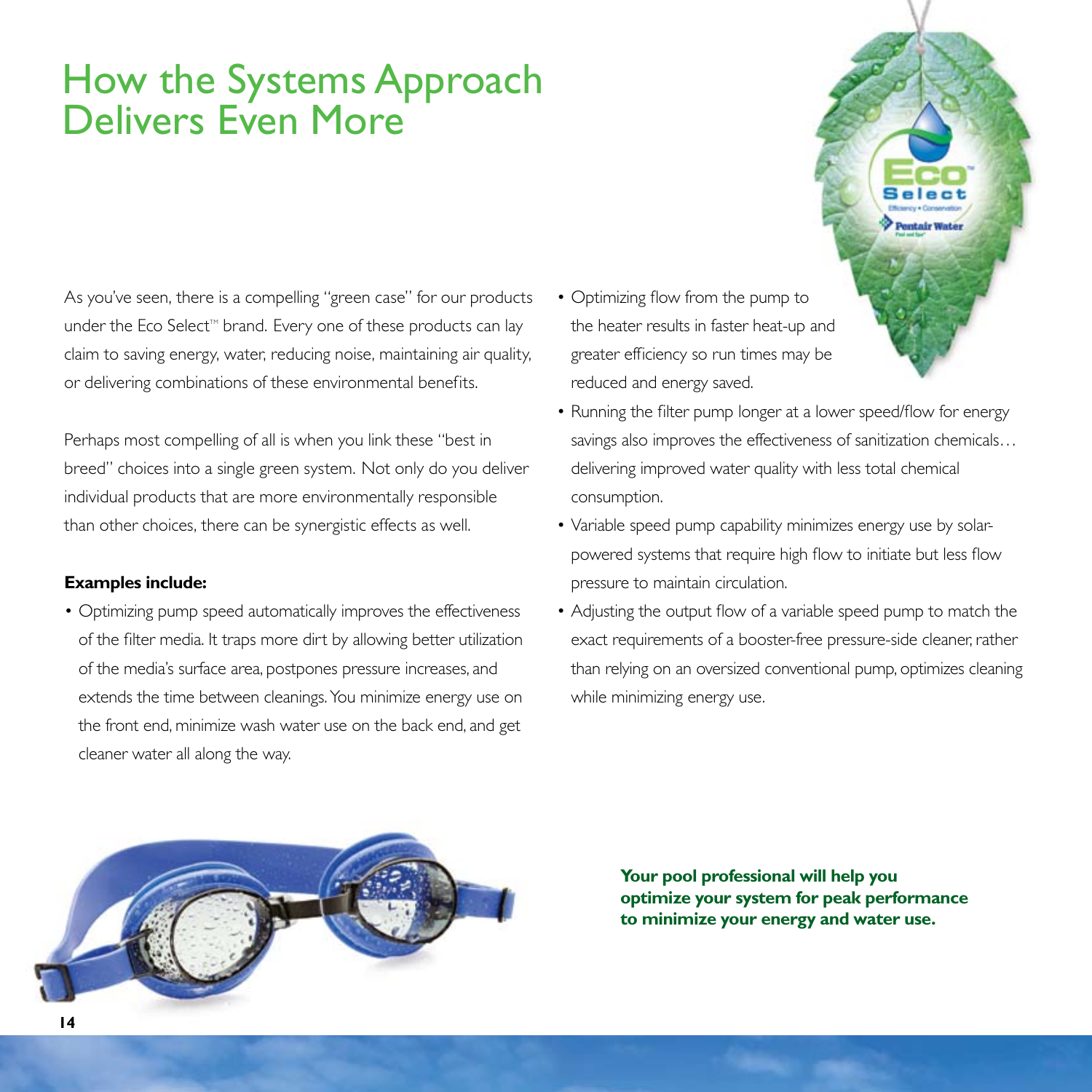# How the Systems Approach Delivers Even More

As you've seen, there is a compelling "green case" for our products under the Eco Select™ brand. Every one of these products can lay claim to saving energy, water, reducing noise, maintaining air quality, or delivering combinations of these environmental benefits.

Perhaps most compelling of all is when you link these "best in breed" choices into a single green system. Not only do you deliver individual products that are more environmentally responsible than other choices, there can be synergistic effects as well.

**Examples include:**

- Optimizing pump speed automatically improves the effectiveness of the filter media. It traps more dirt by allowing better utilization of the media's surface area, postpones pressure increases, and extends the time between cleanings. You minimize energy use on the front end, minimize wash water use on the back end, and get cleaner water all along the way.
- Optimizing flow from the pump to the heater results in faster heat-up and greater efficiency so run times may be reduced and energy saved.
- Running the filter pump longer at a lower speed/flow for energy savings also improves the effectiveness of sanitization chemicals… delivering improved water quality with less total chemical consumption.
- Variable speed pump capability minimizes energy use by solar-powered systems that require high flow to initiate but less flow pressure to maintain circulation.
- Adjusting the output flow of a variable speed pump to match the exact requirements of a booster-free pressure-side cleaner, rather than relying on an oversized conventional pump, optimizes cleaning while minimizing energy use.

**Your pool professional will help you optimize your system for peak performance to minimize your energy and water use.**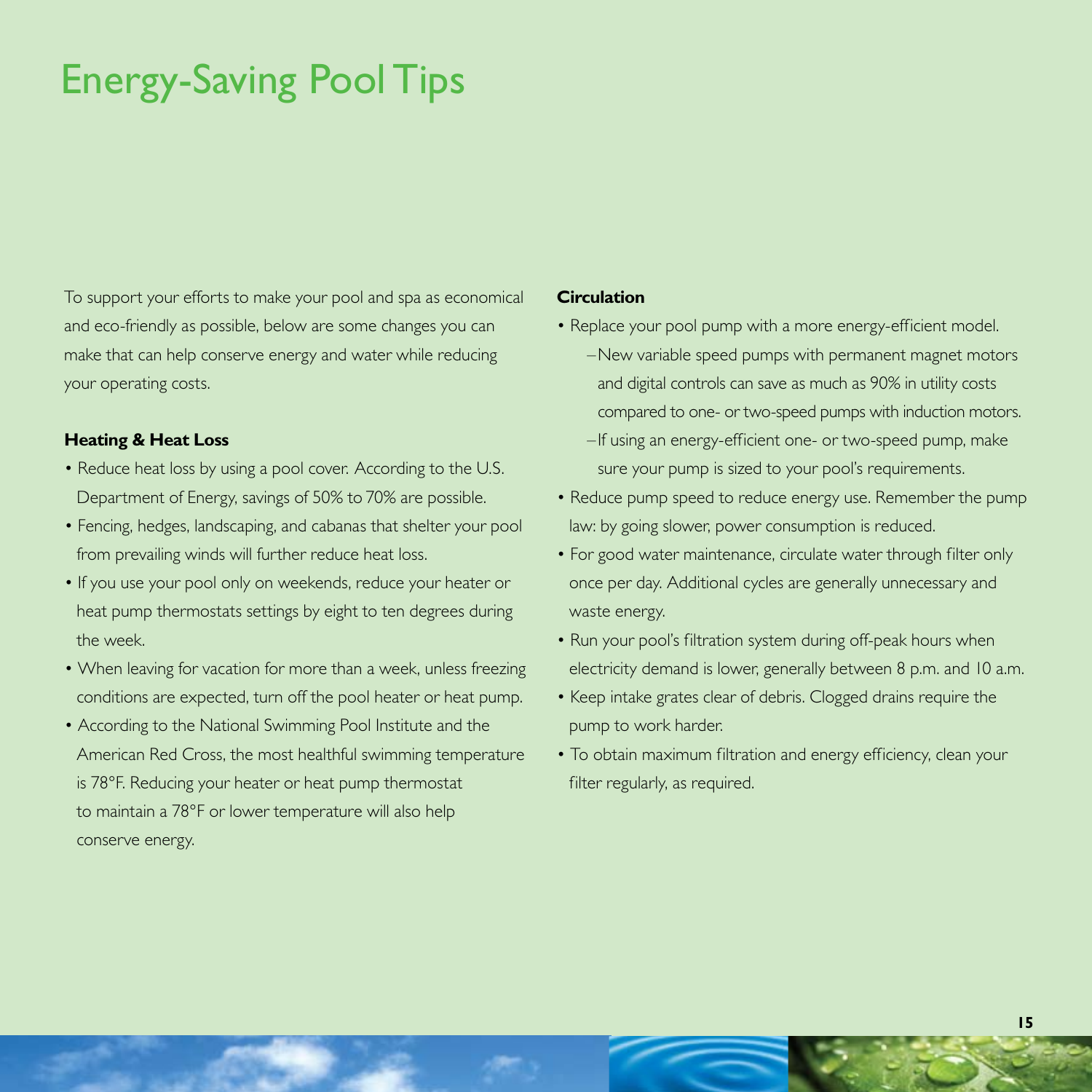# Energy-Saving Pool Tips

To support your efforts to make your pool and spa as economical and eco-friendly as possible, below are some changes you can make that can help conserve energy and water while reducing your operating costs.

**Heating & Heat Loss**

- Reduce heat loss by using a pool cover. According to the U.S. Department of Energy, savings of 50% to 70% are possible.
- Fencing, hedges, landscaping, and cabanas that shelter your pool from prevailing winds will further reduce heat loss.
- If you use your pool only on weekends, reduce your heater or heat pump thermostats settings by eight to ten degrees during the week.
- When leaving for vacation for more than a week, unless freezing conditions are expected, turn off the pool heater or heat pump.
- According to the National Swimming Pool Institute and the American Red Cross, the most healthful swimming temperature is 78°F. Reducing your heater or heat pump thermostat to maintain a 78°F or lower temperature will also help conserve energy.

**Circulation**

- Replace your pool pump with a more energy-efficient model.
  - New variable speed pumps with permanent magnet motors and digital controls can save as much as 90% in utility costs compared to one- or two-speed pumps with induction motors.
  - If using an energy-efficient one- or two-speed pump, make sure your pump is sized to your pool's requirements.
- Reduce pump speed to reduce energy use. Remember the pump law: by going slower, power consumption is reduced.
- For good water maintenance, circulate water through filter only once per day. Additional cycles are generally unnecessary and waste energy.
- Run your pool's filtration system during off-peak hours when electricity demand is lower, generally between 8 p.m. and 10 a.m.
- Keep intake grates clear of debris. Clogged drains require the pump to work harder.
- To obtain maximum filtration and energy efficiency, clean your filter regularly, as required.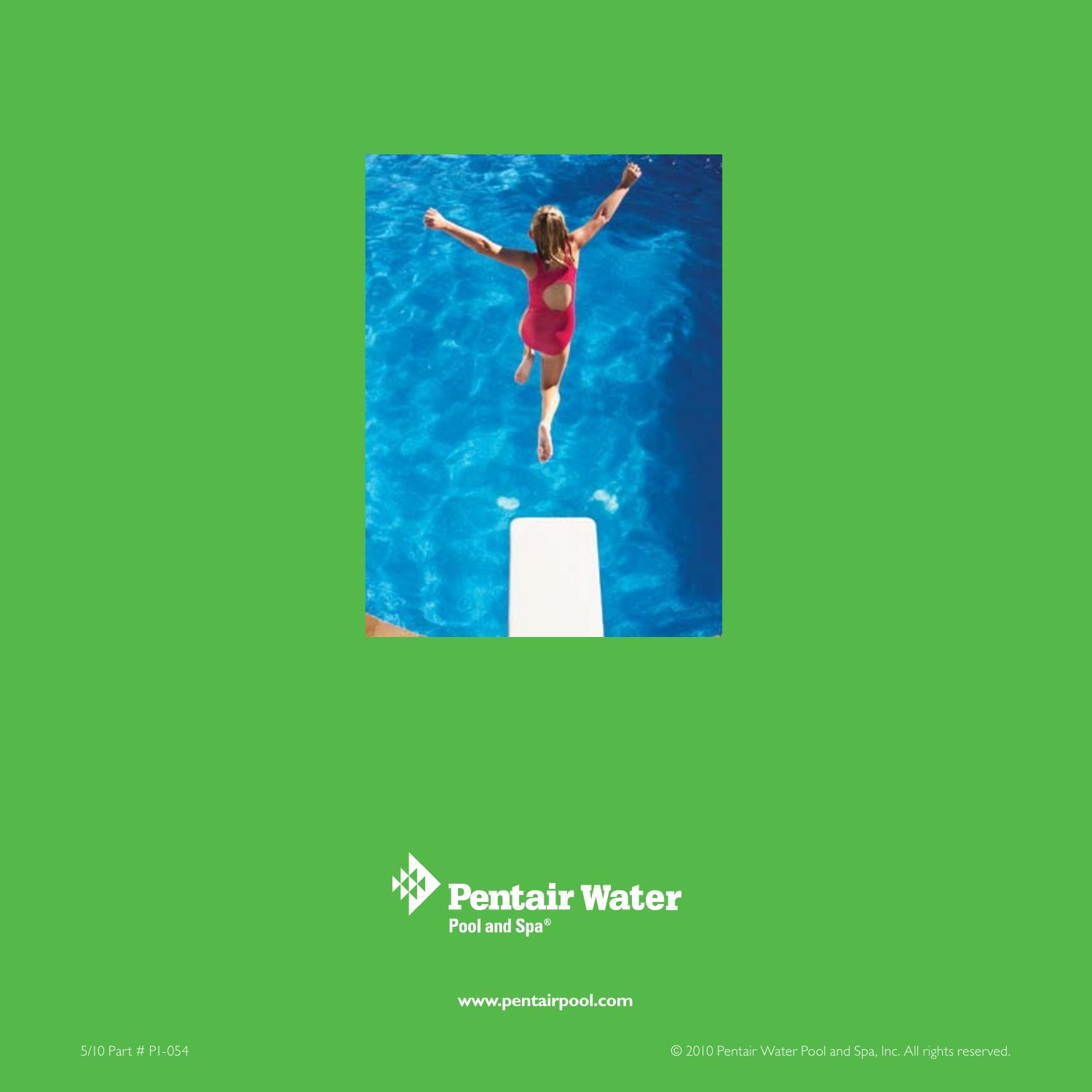Pentair Water

Pool and Spa®

**www.pentairpool.com**

5/10 Part # P1-054

© 2010 Pentair Water Pool and Spa, Inc. All rights reserved.